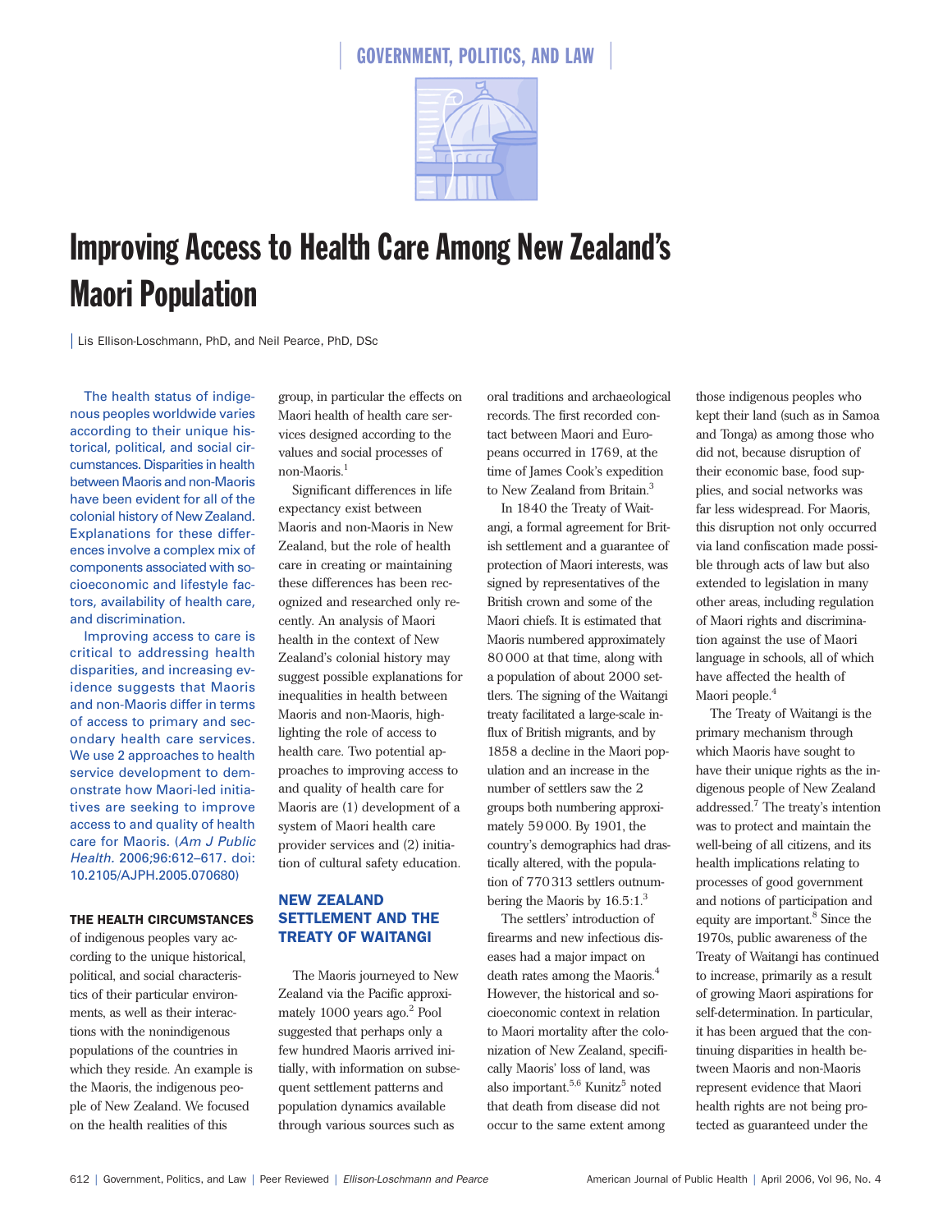GOVERNMENT, POLITICS, AND LAW

# Improving Access to Health Care Among New Zealand's Maori Population

Lis Ellison-Loschmann, PhD, and Neil Pearce, PhD, DSc

The health status of indigenous peoples worldwide varies according to their unique historical, political, and social circumstances. Disparities in health between Maoris and non-Maoris have been evident for all of the colonial history of New Zealand. Explanations for these differences involve a complex mix of components associated with socioeconomic and lifestyle factors, availability of health care, and discrimination.

Improving access to care is critical to addressing health disparities, and increasing evidence suggests that Maoris and non-Maoris differ in terms of access to primary and secondary health care services. We use 2 approaches to health service development to demonstrate how Maori-led initiatives are seeking to improve access to and quality of health care for Maoris. (*Am J Public Health.* 2006;96:612–617. doi:10.2105/AJPH.2005.070680)

**THE HEALTH CIRCUMSTANCES** of indigenous peoples vary according to the unique historical, political, and social characteristics of their particular environments, as well as their interactions with the nonindigenous populations of the countries in which they reside. An example is the Maoris, the indigenous people of New Zealand. We focused on the health realities of this group, in particular the effects on Maori health of health care services designed according to the values and social processes of non-Maoris.[1]

Significant differences in life expectancy exist between Maoris and non-Maoris in New Zealand, but the role of health care in creating or maintaining these differences has been recognized and researched only recently. An analysis of Maori health in the context of New Zealand's colonial history may suggest possible explanations for inequalities in health between Maoris and non-Maoris, highlighting the role of access to health care. Two potential approaches to improving access to and quality of health care for Maoris are (1) development of a system of Maori health care provider services and (2) initiation of cultural safety education.

## NEW ZEALAND SETTLEMENT AND THE TREATY OF WAITANGI

The Maoris journeyed to New Zealand via the Pacific approximately 1000 years ago.[2] Pool suggested that perhaps only a few hundred Maoris arrived initially, with information on subsequent settlement patterns and population dynamics available through various sources such as oral traditions and archaeological records. The first recorded contact between Maori and Europeans occurred in 1769, at the time of James Cook's expedition to New Zealand from Britain.[3]

In 1840 the Treaty of Waitangi, a formal agreement for British settlement and a guarantee of protection of Maori interests, was signed by representatives of the British crown and some of the Maori chiefs. It is estimated that Maoris numbered approximately 80 000 at that time, along with a population of about 2000 settlers. The signing of the Waitangi treaty facilitated a large-scale influx of British migrants, and by 1858 a decline in the Maori population and an increase in the number of settlers saw the 2 groups both numbering approximately 59 000. By 1901, the country's demographics had drastically altered, with the population of 770 313 settlers outnumbering the Maoris by 16.5:1.[3]

The settlers' introduction of firearms and new infectious diseases had a major impact on death rates among the Maoris.[4] However, the historical and socioeconomic context in relation to Maori mortality after the colonization of New Zealand, specifically Maoris' loss of land, was also important.[5,6] Kunitz[5] noted that death from disease did not occur to the same extent among those indigenous peoples who kept their land (such as in Samoa and Tonga) as among those who did not, because disruption of their economic base, food supplies, and social networks was far less widespread. For Maoris, this disruption not only occurred via land confiscation made possible through acts of law but also extended to legislation in many other areas, including regulation of Maori rights and discrimination against the use of Maori language in schools, all of which have affected the health of Maori people.[4]

The Treaty of Waitangi is the primary mechanism through which Maoris have sought to have their unique rights as the indigenous people of New Zealand addressed.[7] The treaty's intention was to protect and maintain the well-being of all citizens, and its health implications relating to processes of good government and notions of participation and equity are important.[8] Since the 1970s, public awareness of the Treaty of Waitangi has continued to increase, primarily as a result of growing Maori aspirations for self-determination. In particular, it has been argued that the continuing disparities in health between Maoris and non-Maoris represent evidence that Maori health rights are not being protected as guaranteed under the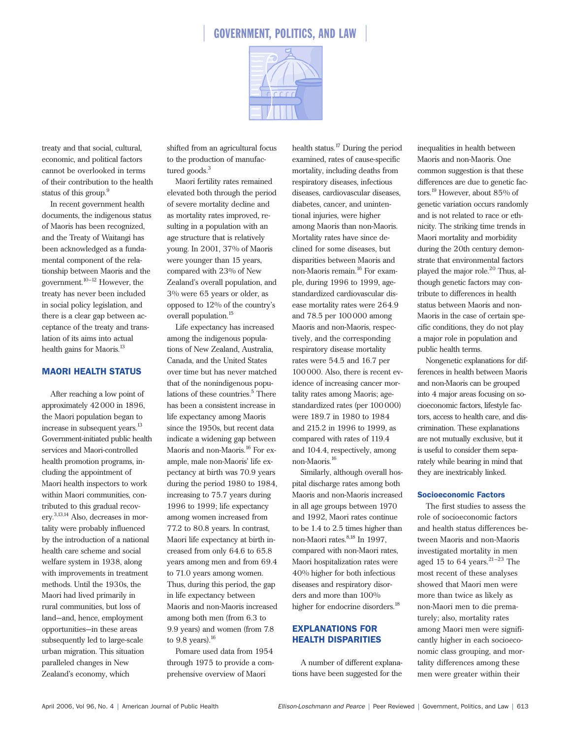treaty and that social, cultural, economic, and political factors cannot be overlooked in terms of their contribution to the health status of this group.[9]

In recent government health documents, the indigenous status of Maoris has been recognized, and the Treaty of Waitangi has been acknowledged as a fundamental component of the relationship between Maoris and the government.[10–12] However, the treaty has never been included in social policy legislation, and there is a clear gap between acceptance of the treaty and translation of its aims into actual health gains for Maoris.[13]

## MAORI HEALTH STATUS

After reaching a low point of approximately 42000 in 1896, the Maori population began to increase in subsequent years.[13] Government-initiated public health services and Maori-controlled health promotion programs, including the appointment of Maori health inspectors to work within Maori communities, contributed to this gradual recovery.[3,13,14] Also, decreases in mortality were probably influenced by the introduction of a national health care scheme and social welfare system in 1938, along with improvements in treatment methods. Until the 1930s, the Maori had lived primarily in rural communities, but loss of land—and, hence, employment opportunities—in these areas subsequently led to large-scale urban migration. This situation paralleled changes in New Zealand's economy, which shifted from an agricultural focus to the production of manufactured goods.[3]

Maori fertility rates remained elevated both through the period of severe mortality decline and as mortality rates improved, resulting in a population with an age structure that is relatively young. In 2001, 37% of Maoris were younger than 15 years, compared with 23% of New Zealand's overall population, and 3% were 65 years or older, as opposed to 12% of the country's overall population.[15]

Life expectancy has increased among the indigenous populations of New Zealand, Australia, Canada, and the United States over time but has never matched that of the nonindigenous populations of these countries.[5] There has been a consistent increase in life expectancy among Maoris since the 1950s, but recent data indicate a widening gap between Maoris and non-Maoris.[16] For example, male non-Maoris' life expectancy at birth was 70.9 years during the period 1980 to 1984, increasing to 75.7 years during 1996 to 1999; life expectancy among women increased from 77.2 to 80.8 years. In contrast, Maori life expectancy at birth increased from only 64.6 to 65.8 years among men and from 69.4 to 71.0 years among women. Thus, during this period, the gap in life expectancy between Maoris and non-Maoris increased among both men (from 6.3 to 9.9 years) and women (from 7.8 to 9.8 years).[16]

Pomare used data from 1954 through 1975 to provide a comprehensive overview of Maori health status.[17] During the period examined, rates of cause-specific mortality, including deaths from respiratory diseases, infectious diseases, cardiovascular diseases, diabetes, cancer, and unintentional injuries, were higher among Maoris than non-Maoris. Mortality rates have since declined for some diseases, but disparities between Maoris and non-Maoris remain.[16] For example, during 1996 to 1999, age-standardized cardiovascular disease mortality rates were 264.9 and 78.5 per 100000 among Maoris and non-Maoris, respectively, and the corresponding respiratory disease mortality rates were 54.5 and 16.7 per 100000. Also, there is recent evidence of increasing cancer mortality rates among Maoris; age-standardized rates (per 100000) were 189.7 in 1980 to 1984 and 215.2 in 1996 to 1999, as compared with rates of 119.4 and 104.4, respectively, among non-Maoris.[16]

Similarly, although overall hospital discharge rates among both Maoris and non-Maoris increased in all age groups between 1970 and 1992, Maori rates continue to be 1.4 to 2.5 times higher than non-Maori rates.[8,18] In 1997, compared with non-Maori rates, Maori hospitalization rates were 40% higher for both infectious diseases and respiratory disorders and more than 100% higher for endocrine disorders.[18]

## EXPLANATIONS FOR HEALTH DISPARITIES

A number of different explanations have been suggested for the inequalities in health between Maoris and non-Maoris. One common suggestion is that these differences are due to genetic factors.[19] However, about 85% of genetic variation occurs randomly and is not related to race or ethnicity. The striking time trends in Maori mortality and morbidity during the 20th century demonstrate that environmental factors played the major role.[20] Thus, although genetic factors may contribute to differences in health status between Maoris and non-Maoris in the case of certain specific conditions, they do not play a major role in population and public health terms.

Nongenetic explanations for differences in health between Maoris and non-Maoris can be grouped into 4 major areas focusing on socioeconomic factors, lifestyle factors, access to health care, and discrimination. These explanations are not mutually exclusive, but it is useful to consider them separately while bearing in mind that they are inextricably linked.

### Socioeconomic Factors

The first studies to assess the role of socioeconomic factors and health status differences between Maoris and non-Maoris investigated mortality in men aged 15 to 64 years.[21–23] The most recent of these analyses showed that Maori men were more than twice as likely as non-Maori men to die prematurely; also, mortality rates among Maori men were significantly higher in each socioeconomic class grouping, and mortality differences among these men were greater within their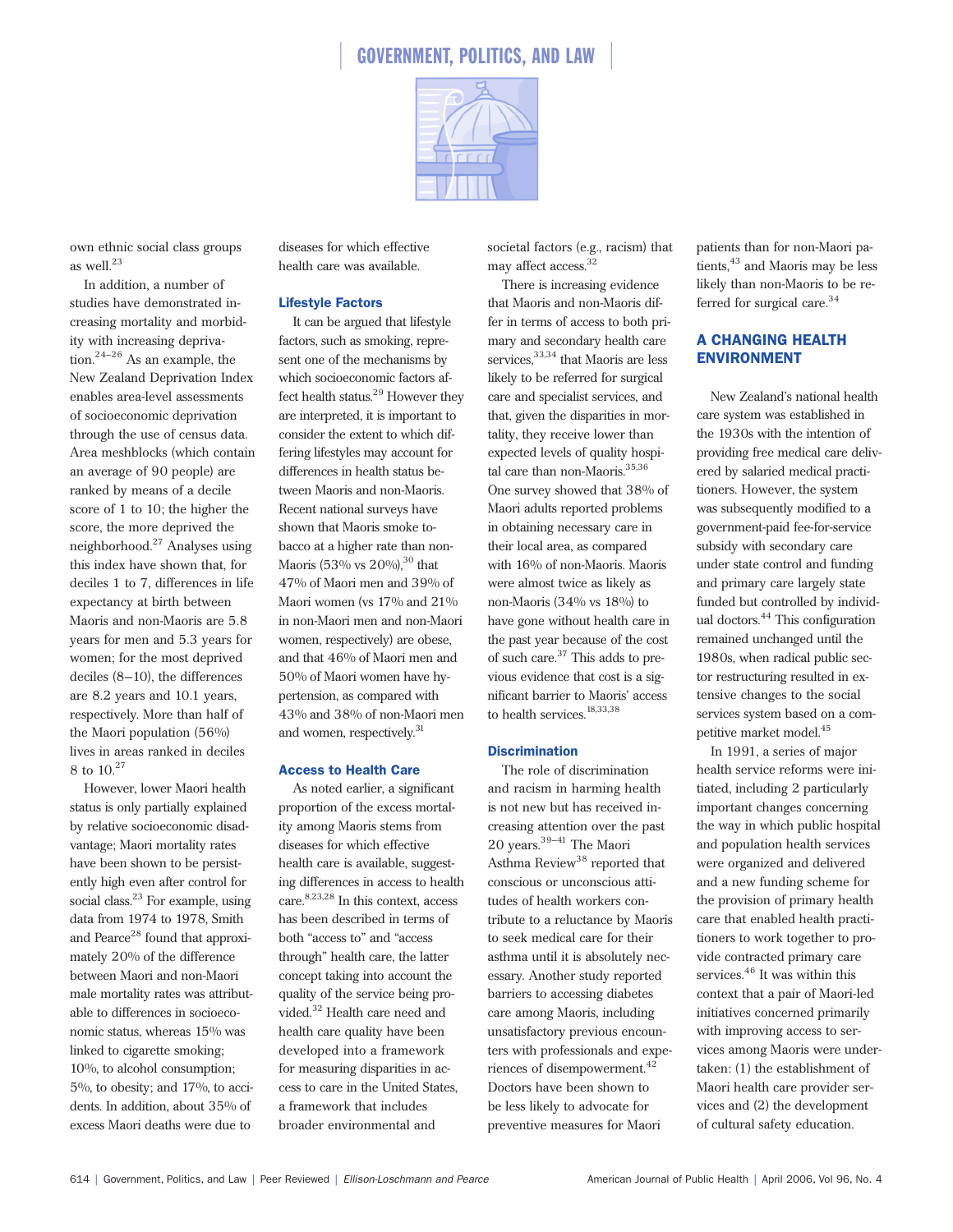own ethnic social class groups as well.[23]

In addition, a number of studies have demonstrated increasing mortality and morbidity with increasing deprivation.[24–26] As an example, the New Zealand Deprivation Index enables area-level assessments of socioeconomic deprivation through the use of census data. Area meshblocks (which contain an average of 90 people) are ranked by means of a decile score of 1 to 10; the higher the score, the more deprived the neighborhood.[27] Analyses using this index have shown that, for deciles 1 to 7, differences in life expectancy at birth between Maoris and non-Maoris are 5.8 years for men and 5.3 years for women; for the most deprived deciles (8–10), the differences are 8.2 years and 10.1 years, respectively. More than half of the Maori population (56%) lives in areas ranked in deciles 8 to 10.[27]

However, lower Maori health status is only partially explained by relative socioeconomic disadvantage; Maori mortality rates have been shown to be persistently high even after control for social class.[23] For example, using data from 1974 to 1978, Smith and Pearce[28] found that approximately 20% of the difference between Maori and non-Maori male mortality rates was attributable to differences in socioeconomic status, whereas 15% was linked to cigarette smoking; 10%, to alcohol consumption; 5%, to obesity; and 17%, to accidents. In addition, about 35% of excess Maori deaths were due to diseases for which effective health care was available.

### Lifestyle Factors

It can be argued that lifestyle factors, such as smoking, represent one of the mechanisms by which socioeconomic factors affect health status.[29] However they are interpreted, it is important to consider the extent to which differing lifestyles may account for differences in health status between Maoris and non-Maoris. Recent national surveys have shown that Maoris smoke tobacco at a higher rate than non-Maoris (53% vs 20%),[30] that 47% of Maori men and 39% of Maori women (vs 17% and 21% in non-Maori men and non-Maori women, respectively) are obese, and that 46% of Maori men and 50% of Maori women have hypertension, as compared with 43% and 38% of non-Maori men and women, respectively.[31]

### Access to Health Care

As noted earlier, a significant proportion of the excess mortality among Maoris stems from diseases for which effective health care is available, suggesting differences in access to health care.[8,23,28] In this context, access has been described in terms of both "access to" and "access through" health care, the latter concept taking into account the quality of the service being provided.[32] Health care need and health care quality have been developed into a framework for measuring disparities in access to care in the United States, a framework that includes broader environmental and societal factors (e.g., racism) that may affect access.[32]

There is increasing evidence that Maoris and non-Maoris differ in terms of access to both primary and secondary health care services,[33,34] that Maoris are less likely to be referred for surgical care and specialist services, and that, given the disparities in mortality, they receive lower than expected levels of quality hospital care than non-Maoris.[35,36] One survey showed that 38% of Maori adults reported problems in obtaining necessary care in their local area, as compared with 16% of non-Maoris. Maoris were almost twice as likely as non-Maoris (34% vs 18%) to have gone without health care in the past year because of the cost of such care.[37] This adds to previous evidence that cost is a significant barrier to Maoris' access to health services.[18,33,38]

### Discrimination

The role of discrimination and racism in harming health is not new but has received increasing attention over the past 20 years.[39–41] The Maori Asthma Review[38] reported that conscious or unconscious attitudes of health workers contribute to a reluctance by Maoris to seek medical care for their asthma until it is absolutely necessary. Another study reported barriers to accessing diabetes care among Maoris, including unsatisfactory previous encounters with professionals and experiences of disempowerment.[42] Doctors have been shown to be less likely to advocate for preventive measures for Maori patients than for non-Maori patients,[43] and Maoris may be less likely than non-Maoris to be referred for surgical care.[34]

## A CHANGING HEALTH ENVIRONMENT

New Zealand's national health care system was established in the 1930s with the intention of providing free medical care delivered by salaried medical practitioners. However, the system was subsequently modified to a government-paid fee-for-service subsidy with secondary care under state control and funding and primary care largely state funded but controlled by individual doctors.[44] This configuration remained unchanged until the 1980s, when radical public sector restructuring resulted in extensive changes to the social services system based on a competitive market model.[45]

In 1991, a series of major health service reforms were initiated, including 2 particularly important changes concerning the way in which public hospital and population health services were organized and delivered and a new funding scheme for the provision of primary health care that enabled health practitioners to work together to provide contracted primary care services.[46] It was within this context that a pair of Maori-led initiatives concerned primarily with improving access to services among Maoris were undertaken: (1) the establishment of Maori health care provider services and (2) the development of cultural safety education.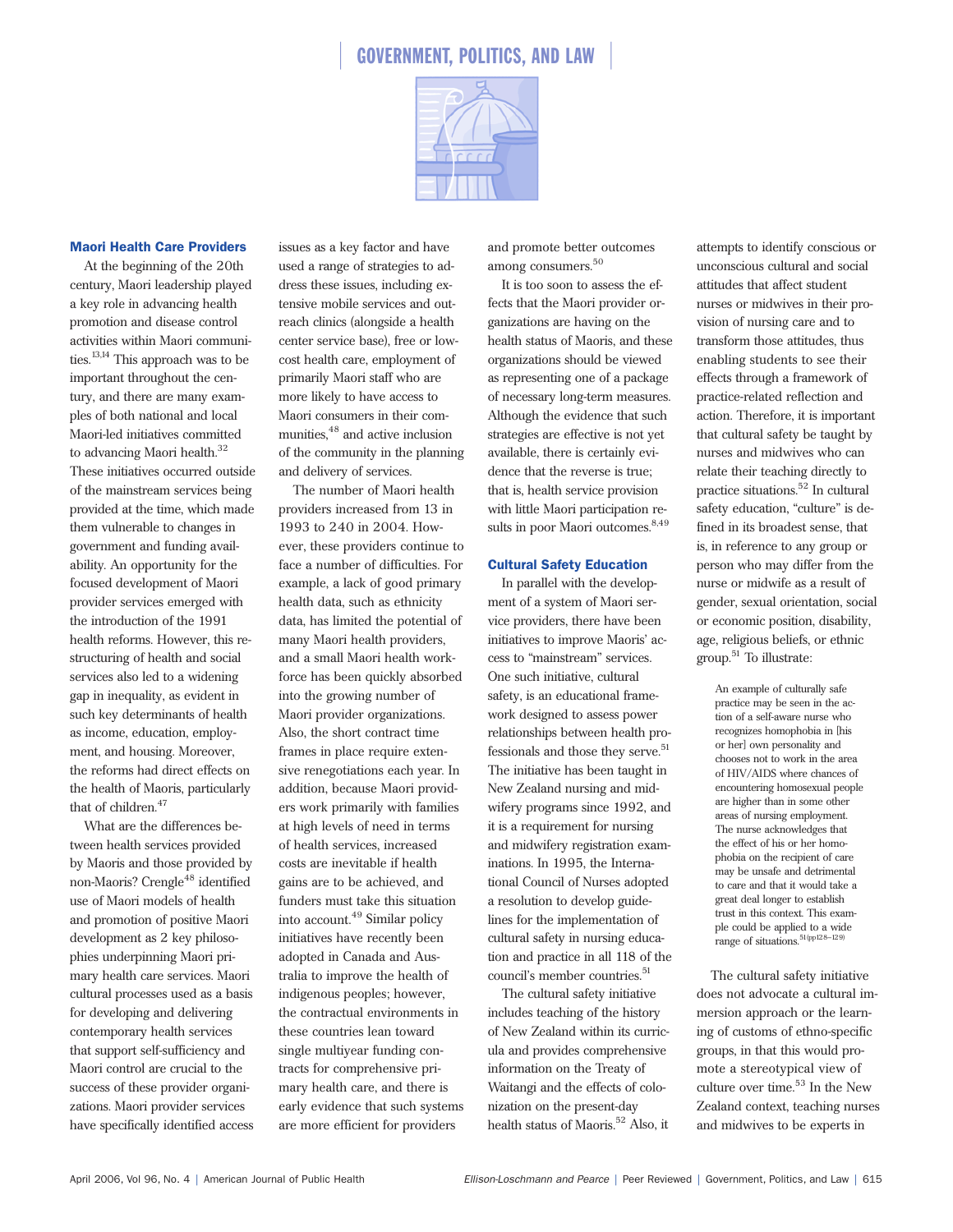### Maori Health Care Providers

At the beginning of the 20th century, Maori leadership played a key role in advancing health promotion and disease control activities within Maori communities.[13,14] This approach was to be important throughout the century, and there are many examples of both national and local Maori-led initiatives committed to advancing Maori health.[32] These initiatives occurred outside of the mainstream services being provided at the time, which made them vulnerable to changes in government and funding availability. An opportunity for the focused development of Maori provider services emerged with the introduction of the 1991 health reforms. However, this restructuring of health and social services also led to a widening gap in inequality, as evident in such key determinants of health as income, education, employment, and housing. Moreover, the reforms had direct effects on the health of Maoris, particularly that of children.[47]

What are the differences between health services provided by Maoris and those provided by non-Maoris? Crengle[48] identified use of Maori models of health and promotion of positive Maori development as 2 key philosophies underpinning Maori primary health care services. Maori cultural processes used as a basis for developing and delivering contemporary health services that support self-sufficiency and Maori control are crucial to the success of these provider organizations. Maori provider services have specifically identified access issues as a key factor and have used a range of strategies to address these issues, including extensive mobile services and outreach clinics (alongside a health center service base), free or low-cost health care, employment of primarily Maori staff who are more likely to have access to Maori consumers in their communities,[48] and active inclusion of the community in the planning and delivery of services.

The number of Maori health providers increased from 13 in 1993 to 240 in 2004. However, these providers continue to face a number of difficulties. For example, a lack of good primary health data, such as ethnicity data, has limited the potential of many Maori health providers, and a small Maori health workforce has been quickly absorbed into the growing number of Maori provider organizations. Also, the short contract time frames in place require extensive renegotiations each year. In addition, because Maori providers work primarily with families at high levels of need in terms of health services, increased costs are inevitable if health gains are to be achieved, and funders must take this situation into account.[49] Similar policy initiatives have recently been adopted in Canada and Australia to improve the health of indigenous peoples; however, the contractual environments in these countries lean toward single multiyear funding contracts for comprehensive primary health care, and there is early evidence that such systems are more efficient for providers and promote better outcomes among consumers.[50]

It is too soon to assess the effects that the Maori provider organizations are having on the health status of Maoris, and these organizations should be viewed as representing one of a package of necessary long-term measures. Although the evidence that such strategies are effective is not yet available, there is certainly evidence that the reverse is true; that is, health service provision with little Maori participation results in poor Maori outcomes.[8,49]

### Cultural Safety Education

In parallel with the development of a system of Maori service providers, there have been initiatives to improve Maoris' access to "mainstream" services. One such initiative, cultural safety, is an educational framework designed to assess power relationships between health professionals and those they serve.[51] The initiative has been taught in New Zealand nursing and midwifery programs since 1992, and it is a requirement for nursing and midwifery registration examinations. In 1995, the International Council of Nurses adopted a resolution to develop guidelines for the implementation of cultural safety in nursing education and practice in all 118 of the council's member countries.[51]

The cultural safety initiative includes teaching of the history of New Zealand within its curricula and provides comprehensive information on the Treaty of Waitangi and the effects of colonization on the present-day health status of Maoris.[52] Also, it attempts to identify conscious or unconscious cultural and social attitudes that affect student nurses or midwives in their provision of nursing care and to transform those attitudes, thus enabling students to see their effects through a framework of practice-related reflection and action. Therefore, it is important that cultural safety be taught by nurses and midwives who can relate their teaching directly to practice situations.[52] In cultural safety education, "culture" is defined in its broadest sense, that is, in reference to any group or person who may differ from the nurse or midwife as a result of gender, sexual orientation, social or economic position, disability, age, religious beliefs, or ethnic group.[51] To illustrate:

> An example of culturally safe practice may be seen in the action of a self-aware nurse who recognizes homophobia in [his or her] own personality and chooses not to work in the area of HIV/AIDS where chances of encountering homosexual people are higher than in some other areas of nursing employment. The nurse acknowledges that the effect of his or her homophobia on the recipient of care may be unsafe and detrimental to care and that it would take a great deal longer to establish trust in this context. This example could be applied to a wide range of situations.[51(pp128–129)]

The cultural safety initiative does not advocate a cultural immersion approach or the learning of customs of ethno-specific groups, in that this would promote a stereotypical view of culture over time.[53] In the New Zealand context, teaching nurses and midwives to be experts in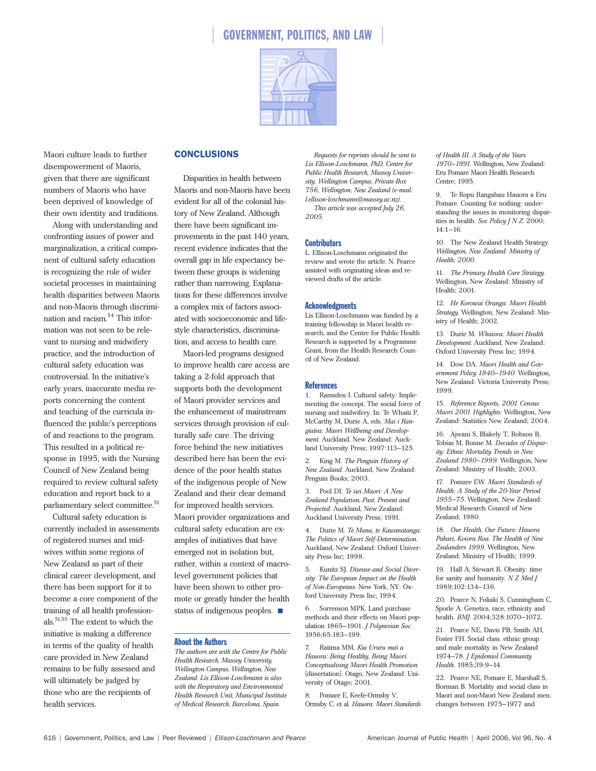Maori culture leads to further disempowerment of Maoris, given that there are significant numbers of Maoris who have been deprived of knowledge of their own identity and traditions.

Along with understanding and confronting issues of power and marginalization, a critical component of cultural safety education is recognizing the role of wider societal processes in maintaining health disparities between Maoris and non-Maoris through discrimination and racism.[54] This information was not seen to be relevant to nursing and midwifery practice, and the introduction of cultural safety education was controversial. In the initiative's early years, inaccurate media reports concerning the content and teaching of the curricula influenced the public's perceptions of and reactions to the program. This resulted in a political response in 1995, with the Nursing Council of New Zealand being required to review cultural safety education and report back to a parliamentary select committee.[51]

Cultural safety education is currently included in assessments of registered nurses and midwives within some regions of New Zealand as part of their clinical career development, and there has been support for it to become a core component of the training of all health professionals.[51,55] The extent to which the initiative is making a difference in terms of the quality of health care provided in New Zealand remains to be fully assessed and will ultimately be judged by those who are the recipients of health services.

## CONCLUSIONS

Disparities in health between Maoris and non-Maoris have been evident for all of the colonial history of New Zealand. Although there have been significant improvements in the past 140 years, recent evidence indicates that the overall gap in life expectancy between these groups is widening rather than narrowing. Explanations for these differences involve a complex mix of factors associated with socioeconomic and lifestyle characteristics, discrimination, and access to health care.

Maori-led programs designed to improve health care access are taking a 2-fold approach that supports both the development of Maori provider services and the enhancement of mainstream services through provision of culturally safe care. The driving force behind the new initiatives described here has been the evidence of the poor health status of the indigenous people of New Zealand and their clear demand for improved health services. Maori provider organizations and cultural safety education are examples of initiatives that have emerged not in isolation but, rather, within a context of macrolevel government policies that have been shown to either promote or greatly hinder the health status of indigenous peoples. ■

### About the Authors

*The authors are with the Centre for Public Health Research, Massey University, Wellington Campus, Wellington, New Zealand. Lis Ellison-Loschmann is also with the Respiratory and Environmental Health Research Unit, Municipal Institute of Medical Research, Barcelona, Spain.*

*Requests for reprints should be sent to Lis Ellison-Loschmann, PhD, Centre for Public Health Research, Massey University, Wellington Campus, Private Box 756, Wellington, New Zealand (e-mail: l.ellison-loschmann@massey.ac.nz).*

*This article was accepted July 26, 2005.*

### Contributors

L. Ellison-Loschmann originated the review and wrote the article. N. Pearce assisted with originating ideas and reviewed drafts of the article.

### Acknowledgments

Lis Ellison-Loschmann was funded by a training fellowship in Maori health research, and the Centre for Public Health Research is supported by a Programme Grant, from the Health Research Council of New Zealand.

### References

1. Ramsden I. Cultural safety: Implementing the concept. The social force of nursing and midwifery. In: Te Whaiti P, McCarthy M, Durie A, eds. *Mai i Rangiatea: Maori Wellbeing and Development.* Auckland, New Zealand: Auckland University Press; 1997:113–125.

2. King M. *The Penguin History of New Zealand.* Auckland, New Zealand: Penguin Books; 2003.

3. Pool DI. *Te iwi Maori: A New Zealand Population, Past, Present and Projected.* Auckland, New Zealand: Auckland University Press; 1991.

4. Durie M. *Te Mana, te Kawanatanga: The Politics of Maori Self-Determination.* Auckland, New Zealand: Oxford University Press Inc; 1998.

5. Kunitz SJ. *Disease and Social Diversity: The European Impact on the Health of Non-Europeans.* New York, NY: Oxford University Press Inc; 1994.

6. Sorrenson MPK. Land purchase methods and their effects on Maori population 1865–1901. *J Polynesian Soc.* 1956;65:183–199.

7. Ratima MM. *Kia Uruuru mai a Hauora: Being Healthy, Being Maori. Conceptualising Maori Health Promotion* [dissertation]. Otago, New Zealand: University of Otago; 2001.

8. Pomare E, Keefe-Ormsby V, Ormsby C, et al. *Hauora: Maori Standards of Health III. A Study of the Years 1970–1991.* Wellington, New Zealand: Eru Pomare Maori Health Research Centre; 1995.

9. Te Ropu Rangahau Hauora a Eru Pomare. Counting for nothing: understanding the issues in monitoring disparities in health. *Soc Policy J N Z.* 2000; 14:1–16.

10. The New Zealand Health Strategy. *Wellington, New Zealand: Ministry of Health; 2000.*

11. *The Primary Health Care Strategy.* Wellington, New Zealand: Ministry of Health; 2001.

12. *He Korowai Oranga: Maori Health Strategy.* Wellington, New Zealand: Ministry of Health; 2002.

13. Durie M. *Whaiora: Maori Health Development.* Auckland, New Zealand: Oxford University Press Inc; 1994.

14. Dow DA. *Maori Health and Government Policy 1840–1940.* Wellington, New Zealand: Victoria University Press; 1999.

15. *Reference Reports, 2001 Census: Maori 2001 Highlights.* Wellington, New Zealand: Statistics New Zealand; 2004.

16. Ajwani S, Blakely T, Robson B, Tobias M, Bonne M. *Decades of Disparity: Ethnic Mortality Trends in New Zealand 1980–1999.* Wellington, New Zealand: Ministry of Health; 2003.

17. Pomare EW. *Maori Standards of Health: A Study of the 20-Year Period 1955–75.* Wellington, New Zealand: Medical Research Council of New Zealand; 1980.

18. *Our Health, Our Future: Hauora Pakari, Koiora Roa. The Health of New Zealanders 1999.* Wellington, New Zealand: Ministry of Health; 1999.

19. Hall A, Stewart R. Obesity: time for sanity and humanity. *N Z Med J.* 1989;102:134–136.

20. Pearce N, Foliaki S, Cunningham C, Sporle A. Genetics, race, ethnicity and health. *BMJ.* 2004;328:1070–1072.

21. Pearce NE, Davis PB, Smith AH, Foster FH. Social class, ethnic group and male mortality in New Zealand 1974–78. *J Epidemiol Community Health.* 1985;39:9–14.

22. Pearce NE, Pomare E, Marshall S, Borman B. Mortality and social class in Maori and non-Maori New Zealand men: changes between 1975–1977 and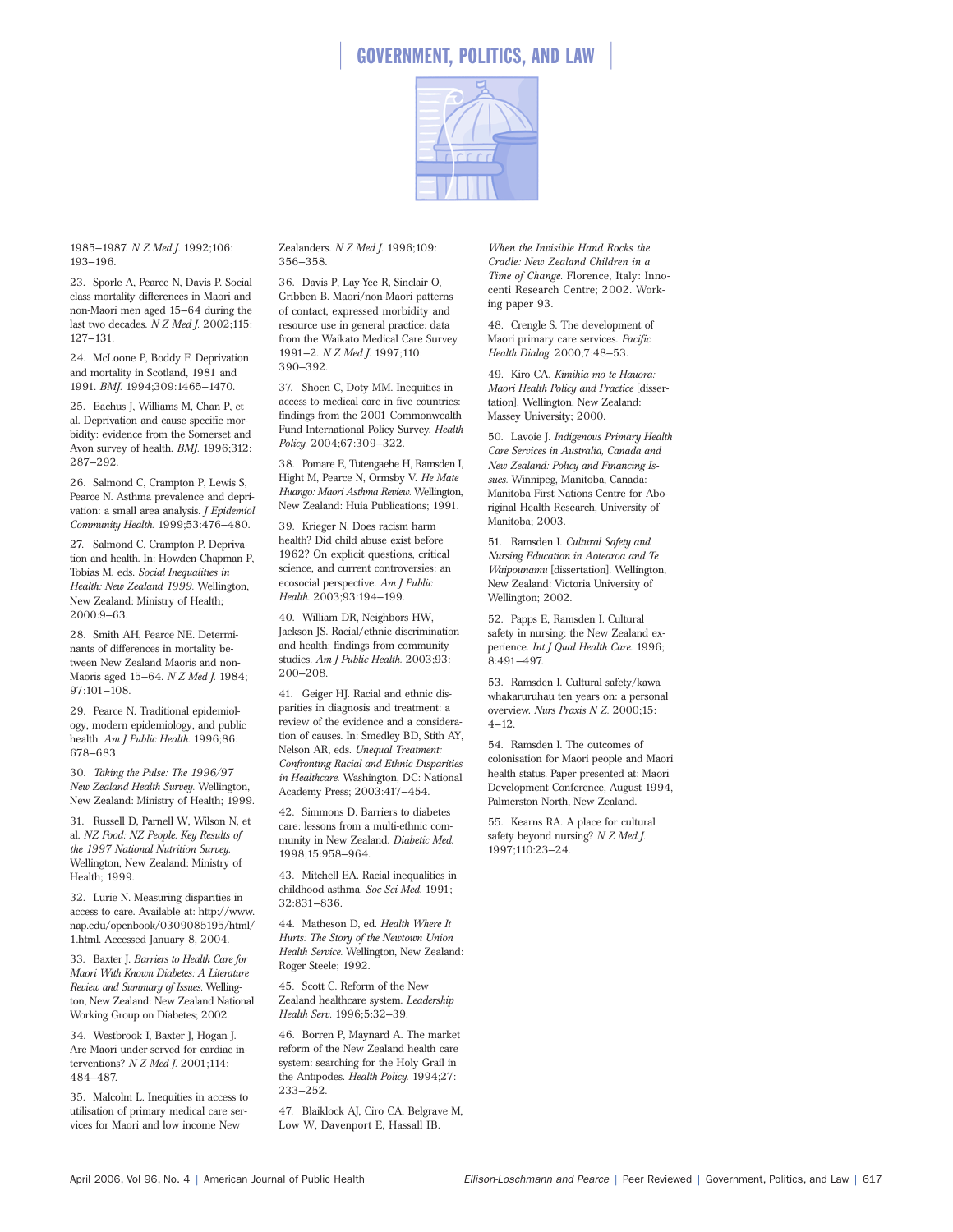1985–1987. *N Z Med J.* 1992;106: 193–196.

23. Sporle A, Pearce N, Davis P. Social class mortality differences in Maori and non-Maori men aged 15–64 during the last two decades. *N Z Med J.* 2002;115: 127–131.

24. McLoone P, Boddy F. Deprivation and mortality in Scotland, 1981 and 1991. *BMJ.* 1994;309:1465–1470.

25. Eachus J, Williams M, Chan P, et al. Deprivation and cause specific morbidity: evidence from the Somerset and Avon survey of health. *BMJ.* 1996;312: 287–292.

26. Salmond C, Crampton P, Lewis S, Pearce N. Asthma prevalence and deprivation: a small area analysis. *J Epidemiol Community Health.* 1999;53:476–480.

27. Salmond C, Crampton P. Deprivation and health. In: Howden-Chapman P, Tobias M, eds. *Social Inequalities in Health: New Zealand 1999.* Wellington, New Zealand: Ministry of Health; 2000:9–63.

28. Smith AH, Pearce NE. Determinants of differences in mortality between New Zealand Maoris and non-Maoris aged 15–64. *N Z Med J.* 1984; 97:101–108.

29. Pearce N. Traditional epidemiology, modern epidemiology, and public health. *Am J Public Health.* 1996;86: 678–683.

30. *Taking the Pulse: The 1996/97 New Zealand Health Survey.* Wellington, New Zealand: Ministry of Health; 1999.

31. Russell D, Parnell W, Wilson N, et al. *NZ Food: NZ People. Key Results of the 1997 National Nutrition Survey.* Wellington, New Zealand: Ministry of Health; 1999.

32. Lurie N. Measuring disparities in access to care. Available at: http://www.nap.edu/openbook/0309085195/html/1.html. Accessed January 8, 2004.

33. Baxter J. *Barriers to Health Care for Maori With Known Diabetes: A Literature Review and Summary of Issues.* Wellington, New Zealand: New Zealand National Working Group on Diabetes; 2002.

34. Westbrook I, Baxter J, Hogan J. Are Maori under-served for cardiac interventions? *N Z Med J.* 2001;114: 484–487.

35. Malcolm L. Inequities in access to utilisation of primary medical care services for Maori and low income New Zealanders. *N Z Med J.* 1996;109: 356–358.

36. Davis P, Lay-Yee R, Sinclair O, Gribben B. Maori/non-Maori patterns of contact, expressed morbidity and resource use in general practice: data from the Waikato Medical Care Survey 1991–2. *N Z Med J.* 1997;110: 390–392.

37. Shoen C, Doty MM. Inequities in access to medical care in five countries: findings from the 2001 Commonwealth Fund International Policy Survey. *Health Policy.* 2004;67:309–322.

38. Pomare E, Tutengaehe H, Ramsden I, Hight M, Pearce N, Ormsby V. *He Mate Huango: Maori Asthma Review.* Wellington, New Zealand: Huia Publications; 1991.

39. Krieger N. Does racism harm health? Did child abuse exist before 1962? On explicit questions, critical science, and current controversies: an ecosocial perspective. *Am J Public Health.* 2003;93:194–199.

40. William DR, Neighbors HW, Jackson JS. Racial/ethnic discrimination and health: findings from community studies. *Am J Public Health.* 2003;93: 200–208.

41. Geiger HJ. Racial and ethnic disparities in diagnosis and treatment: a review of the evidence and a consideration of causes. In: Smedley BD, Stith AY, Nelson AR, eds. *Unequal Treatment: Confronting Racial and Ethnic Disparities in Healthcare.* Washington, DC: National Academy Press; 2003:417–454.

42. Simmons D. Barriers to diabetes care: lessons from a multi-ethnic community in New Zealand. *Diabetic Med.* 1998;15:958–964.

43. Mitchell EA. Racial inequalities in childhood asthma. *Soc Sci Med.* 1991; 32:831–836.

44. Matheson D, ed. *Health Where It Hurts: The Story of the Newtown Union Health Service.* Wellington, New Zealand: Roger Steele; 1992.

45. Scott C. Reform of the New Zealand healthcare system. *Leadership Health Serv.* 1996;5:32–39.

46. Borren P, Maynard A. The market reform of the New Zealand health care system: searching for the Holy Grail in the Antipodes. *Health Policy.* 1994;27: 233–252.

47. Blaiklock AJ, Ciro CA, Belgrave M, Low W, Davenport E, Hassall IB. *When the Invisible Hand Rocks the Cradle: New Zealand Children in a Time of Change.* Florence, Italy: Innocenti Research Centre; 2002. Working paper 93.

48. Crengle S. The development of Maori primary care services. *Pacific Health Dialog.* 2000;7:48–53.

49. Kiro CA. *Kimihia mo te Hauora: Maori Health Policy and Practice* [dissertation]. Wellington, New Zealand: Massey University; 2000.

50. Lavoie J. *Indigenous Primary Health Care Services in Australia, Canada and New Zealand: Policy and Financing Issues.* Winnipeg, Manitoba, Canada: Manitoba First Nations Centre for Aboriginal Health Research, University of Manitoba; 2003.

51. Ramsden I. *Cultural Safety and Nursing Education in Aotearoa and Te Waipounamu* [dissertation]. Wellington, New Zealand: Victoria University of Wellington; 2002.

52. Papps E, Ramsden I. Cultural safety in nursing: the New Zealand experience. *Int J Qual Health Care.* 1996; 8:491–497.

53. Ramsden I. Cultural safety/kawa whakaruruhau ten years on: a personal overview. *Nurs Praxis N Z.* 2000;15: 4–12.

54. Ramsden I. The outcomes of colonisation for Maori people and Maori health status. Paper presented at: Maori Development Conference, August 1994, Palmerston North, New Zealand.

55. Kearns RA. A place for cultural safety beyond nursing? *N Z Med J.* 1997;110:23–24.